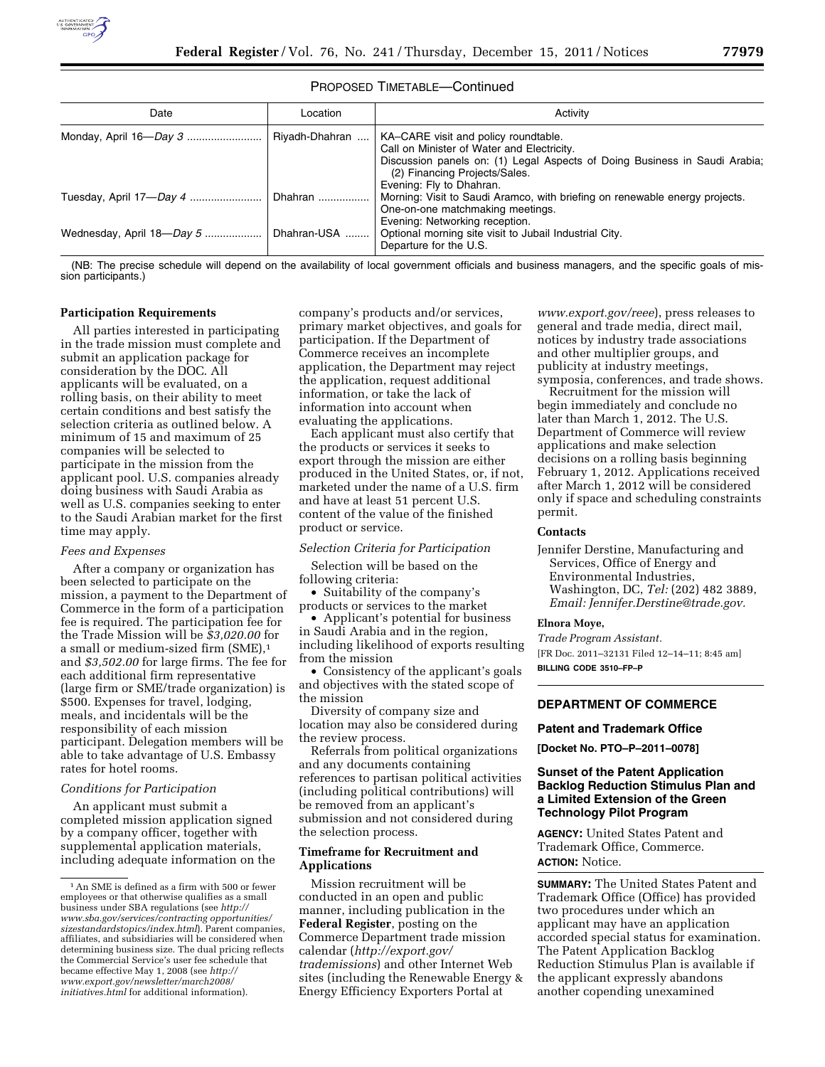PROPOSED TIMETABLE—Continued

| Date | Location | Activity |
| --- | --- | --- |
| Monday, April 16—*Day 3* | Riyadh-Dhahran | KA–CARE visit and policy roundtable. Call on Minister of Water and Electricity. Discussion panels on: (1) Legal Aspects of Doing Business in Saudi Arabia; (2) Financing Projects/Sales. Evening: Fly to Dhahran. |
| Tuesday, April 17—*Day 4* | Dhahran | Morning: Visit to Saudi Aramco, with briefing on renewable energy projects. One-on-one matchmaking meetings. Evening: Networking reception. |
| Wednesday, April 18—*Day 5* | Dhahran-USA | Optional morning site visit to Jubail Industrial City. Departure for the U.S. |

(NB: The precise schedule will depend on the availability of local government officials and business managers, and the specific goals of mission participants.)

**Participation Requirements**

All parties interested in participating in the trade mission must complete and submit an application package for consideration by the DOC. All applicants will be evaluated, on a rolling basis, on their ability to meet certain conditions and best satisfy the selection criteria as outlined below. A minimum of 15 and maximum of 25 companies will be selected to participate in the mission from the applicant pool. U.S. companies already doing business with Saudi Arabia as well as U.S. companies seeking to enter to the Saudi Arabian market for the first time may apply.

*Fees and Expenses*

After a company or organization has been selected to participate on the mission, a payment to the Department of Commerce in the form of a participation fee is required. The participation fee for the Trade Mission will be *$3,020.00* for a small or medium-sized firm (SME),[1] and *$3,502.00* for large firms. The fee for each additional firm representative (large firm or SME/trade organization) is $500. Expenses for travel, lodging, meals, and incidentals will be the responsibility of each mission participant. Delegation members will be able to take advantage of U.S. Embassy rates for hotel rooms.

*Conditions for Participation*

An applicant must submit a completed mission application signed by a company officer, together with supplemental application materials, including adequate information on the company's products and/or services, primary market objectives, and goals for participation. If the Department of Commerce receives an incomplete application, the Department may reject the application, request additional information, or take the lack of information into account when evaluating the applications.

Each applicant must also certify that the products or services it seeks to export through the mission are either produced in the United States, or, if not, marketed under the name of a U.S. firm and have at least 51 percent U.S. content of the value of the finished product or service.

*Selection Criteria for Participation*

Selection will be based on the following criteria:

- Suitability of the company's products or services to the market
- Applicant's potential for business in Saudi Arabia and in the region, including likelihood of exports resulting from the mission
- Consistency of the applicant's goals and objectives with the stated scope of the mission

Diversity of company size and location may also be considered during the review process.

Referrals from political organizations and any documents containing references to partisan political activities (including political contributions) will be removed from an applicant's submission and not considered during the selection process.

**Timeframe for Recruitment and Applications**

Mission recruitment will be conducted in an open and public manner, including publication in the **Federal Register**, posting on the Commerce Department trade mission calendar (*http://export.gov/tradeemissions*) and other Internet Web sites (including the Renewable Energy & Energy Efficiency Exporters Portal at *www.export.gov/reee*), press releases to general and trade media, direct mail, notices by industry trade associations and other multiplier groups, and publicity at industry meetings, symposia, conferences, and trade shows.

Recruitment for the mission will begin immediately and conclude no later than March 1, 2012. The U.S. Department of Commerce will review applications and make selection decisions on a rolling basis beginning February 1, 2012. Applications received after March 1, 2012 will be considered only if space and scheduling constraints permit.

**Contacts**

Jennifer Derstine, Manufacturing and Services, Office of Energy and Environmental Industries, Washington, DC, *Tel:* (202) 482 3889, *Email: Jennifer.Derstine@trade.gov.*

**Elnora Moye,**

*Trade Program Assistant.*

[FR Doc. 2011–32131 Filed 12–14–11; 8:45 am]

**BILLING CODE 3510–FP–P**

[1] An SME is defined as a firm with 500 or fewer employees or that otherwise qualifies as a small business under SBA regulations (see *http://www.sba.gov/services/contracting opportunities/sizestandardstopics/index.html*). Parent companies, affiliates, and subsidiaries will be considered when determining business size. The dual pricing reflects the Commercial Service's user fee schedule that became effective May 1, 2008 (see *http://www.export.gov/newsletter/march2008/initiatives.html* for additional information).

## DEPARTMENT OF COMMERCE

### Patent and Trademark Office

**[Docket No. PTO–P–2011–0078]**

### Sunset of the Patent Application Backlog Reduction Stimulus Plan and a Limited Extension of the Green Technology Pilot Program

**AGENCY:** United States Patent and Trademark Office, Commerce.

**ACTION:** Notice.

**SUMMARY:** The United States Patent and Trademark Office (Office) has provided two procedures under which an applicant may have an application accorded special status for examination. The Patent Application Backlog Reduction Stimulus Plan is available if the applicant expressly abandons another copending unexamined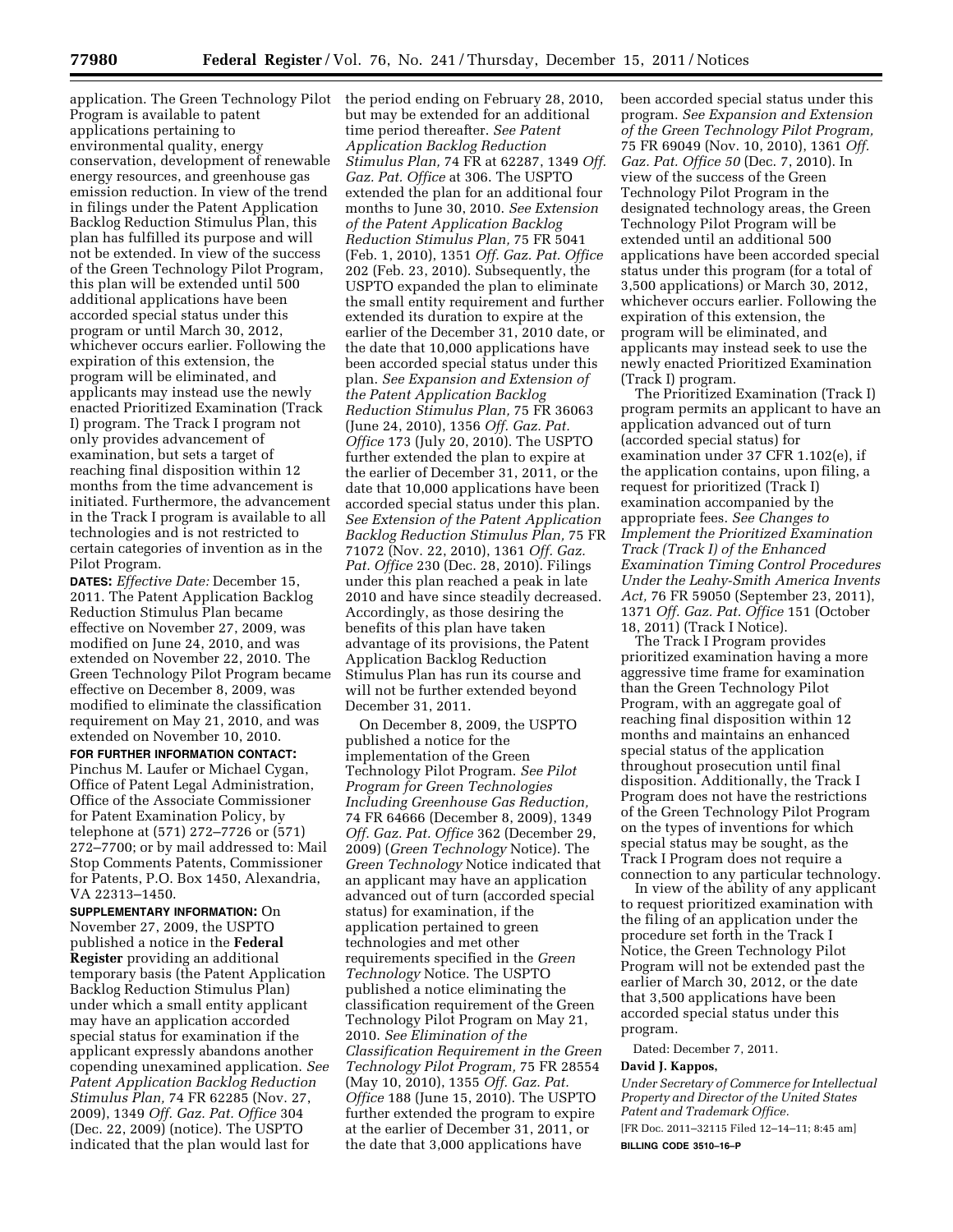application. The Green Technology Pilot Program is available to patent applications pertaining to environmental quality, energy conservation, development of renewable energy resources, and greenhouse gas emission reduction. In view of the trend in filings under the Patent Application Backlog Reduction Stimulus Plan, this plan has fulfilled its purpose and will not be extended. In view of the success of the Green Technology Pilot Program, this plan will be extended until 500 additional applications have been accorded special status under this program or until March 30, 2012, whichever occurs earlier. Following the expiration of this extension, the program will be eliminated, and applicants may instead use the newly enacted Prioritized Examination (Track I) program. The Track I program not only provides advancement of examination, but sets a target of reaching final disposition within 12 months from the time advancement is initiated. Furthermore, the advancement in the Track I program is available to all technologies and is not restricted to certain categories of invention as in the Pilot Program.

**DATES:** *Effective Date:* December 15, 2011. The Patent Application Backlog Reduction Stimulus Plan became effective on November 27, 2009, was modified on June 24, 2010, and was extended on November 22, 2010. The Green Technology Pilot Program became effective on December 8, 2009, was modified to eliminate the classification requirement on May 21, 2010, and was extended on November 10, 2010.

**FOR FURTHER INFORMATION CONTACT:** Pinchus M. Laufer or Michael Cygan, Office of Patent Legal Administration, Office of the Associate Commissioner for Patent Examination Policy, by telephone at (571) 272–7726 or (571) 272–7700; or by mail addressed to: Mail Stop Comments Patents, Commissioner for Patents, P.O. Box 1450, Alexandria, VA 22313–1450.

**SUPPLEMENTARY INFORMATION:** On November 27, 2009, the USPTO published a notice in the **Federal Register** providing an additional temporary basis (the Patent Application Backlog Reduction Stimulus Plan) under which a small entity applicant may have an application accorded special status for examination if the applicant expressly abandons another copending unexamined application. *See Patent Application Backlog Reduction Stimulus Plan,* 74 FR 62285 (Nov. 27, 2009), 1349 *Off. Gaz. Pat. Office* 304 (Dec. 22, 2009) (notice). The USPTO indicated that the plan would last for the period ending on February 28, 2010, but may be extended for an additional time period thereafter. *See Patent Application Backlog Reduction Stimulus Plan,* 74 FR at 62287, 1349 *Off. Gaz. Pat. Office* at 306. The USPTO extended the plan for an additional four months to June 30, 2010. *See Extension of the Patent Application Backlog Reduction Stimulus Plan,* 75 FR 5041 (Feb. 1, 2010), 1351 *Off. Gaz. Pat. Office* 202 (Feb. 23, 2010). Subsequently, the USPTO expanded the plan to eliminate the small entity requirement and further extended its duration to expire at the earlier of the December 31, 2010 date, or the date that 10,000 applications have been accorded special status under this plan. *See Expansion and Extension of the Patent Application Backlog Reduction Stimulus Plan,* 75 FR 36063 (June 24, 2010), 1356 *Off. Gaz. Pat. Office* 173 (July 20, 2010). The USPTO further extended the plan to expire at the earlier of December 31, 2011, or the date that 10,000 applications have been accorded special status under this plan. *See Extension of the Patent Application Backlog Reduction Stimulus Plan,* 75 FR 71072 (Nov. 22, 2010), 1361 *Off. Gaz. Pat. Office* 230 (Dec. 28, 2010). Filings under this plan reached a peak in late 2010 and have since steadily decreased. Accordingly, as those desiring the benefits of this plan have taken advantage of its provisions, the Patent Application Backlog Reduction Stimulus Plan has run its course and will not be further extended beyond December 31, 2011.

On December 8, 2009, the USPTO published a notice for the implementation of the Green Technology Pilot Program. *See Pilot Program for Green Technologies Including Greenhouse Gas Reduction,* 74 FR 64666 (December 8, 2009), 1349 *Off. Gaz. Pat. Office* 362 (December 29, 2009) (*Green Technology* Notice). The *Green Technology* Notice indicated that an applicant may have an application advanced out of turn (accorded special status) for examination, if the application pertained to green technologies and met other requirements specified in the *Green Technology* Notice. The USPTO published a notice eliminating the classification requirement of the Green Technology Pilot Program on May 21, 2010. *See Elimination of the Classification Requirement in the Green Technology Pilot Program,* 75 FR 28554 (May 10, 2010), 1355 *Off. Gaz. Pat. Office* 188 (June 15, 2010). The USPTO further extended the program to expire at the earlier of December 31, 2011, or the date that 3,000 applications have been accorded special status under this program. *See Expansion and Extension of the Green Technology Pilot Program,* 75 FR 69049 (Nov. 10, 2010), 1361 *Off. Gaz. Pat. Office 50* (Dec. 7, 2010). In view of the success of the Green Technology Pilot Program in the designated technology areas, the Green Technology Pilot Program will be extended until an additional 500 applications have been accorded special status under this program (for a total of 3,500 applications) or March 30, 2012, whichever occurs earlier. Following the expiration of this extension, the program will be eliminated, and applicants may instead seek to use the newly enacted Prioritized Examination (Track I) program.

The Prioritized Examination (Track I) program permits an applicant to have an application advanced out of turn (accorded special status) for examination under 37 CFR 1.102(e), if the application contains, upon filing, a request for prioritized (Track I) examination accompanied by the appropriate fees. *See Changes to Implement the Prioritized Examination Track (Track I) of the Enhanced Examination Timing Control Procedures Under the Leahy-Smith America Invents Act,* 76 FR 59050 (September 23, 2011), 1371 *Off. Gaz. Pat. Office* 151 (October 18, 2011) (Track I Notice).

The Track I Program provides prioritized examination having a more aggressive time frame for examination than the Green Technology Pilot Program, with an aggregate goal of reaching final disposition within 12 months and maintains an enhanced special status of the application throughout prosecution until final disposition. Additionally, the Track I Program does not have the restrictions of the Green Technology Pilot Program on the types of inventions for which special status may be sought, as the Track I Program does not require a connection to any particular technology.

In view of the ability of any applicant to request prioritized examination with the filing of an application under the procedure set forth in the Track I Notice, the Green Technology Pilot Program will not be extended past the earlier of March 30, 2012, or the date that 3,500 applications have been accorded special status under this program.

Dated: December 7, 2011.

**David J. Kappos,**

*Under Secretary of Commerce for Intellectual Property and Director of the United States Patent and Trademark Office.*

[FR Doc. 2011–32115 Filed 12–14–11; 8:45 am]

**BILLING CODE 3510–16–P**